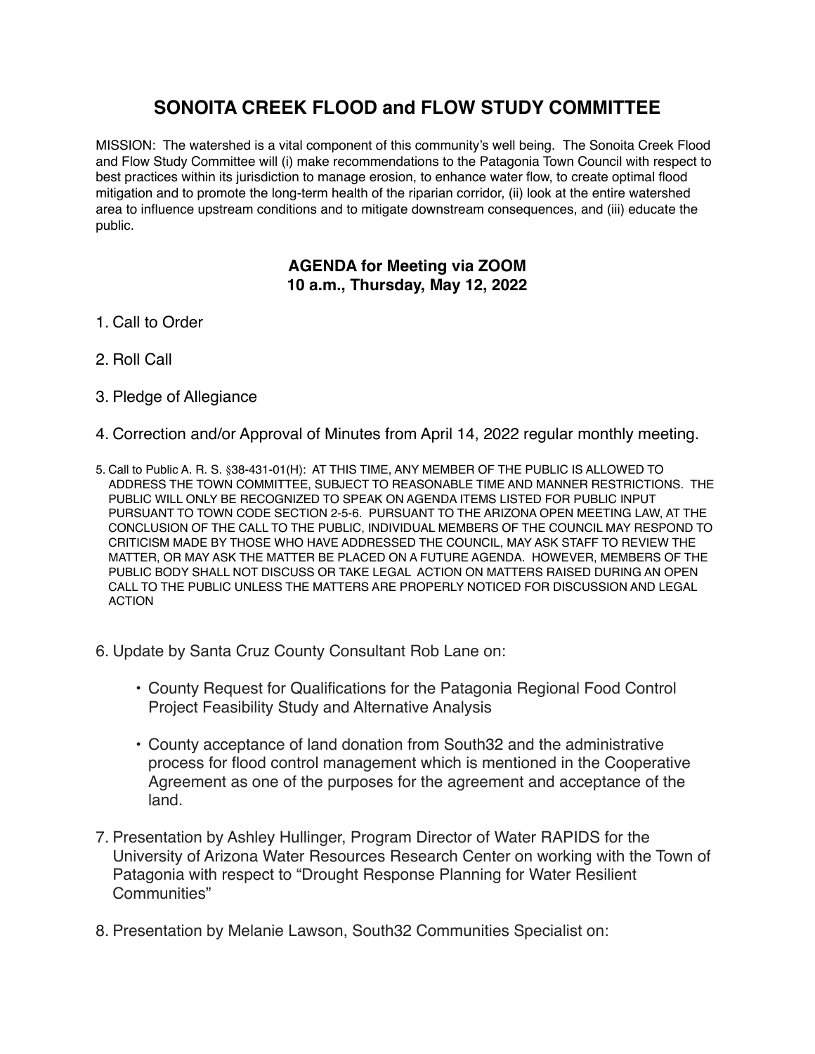# SONOITA CREEK FLOOD and FLOW STUDY COMMITTEE

MISSION: The watershed is a vital component of this community's well being. The Sonoita Creek Flood and Flow Study Committee will (i) make recommendations to the Patagonia Town Council with respect to best practices within its jurisdiction to manage erosion, to enhance water flow, to create optimal flood mitigation and to promote the long-term health of the riparian corridor, (ii) look at the entire watershed area to influence upstream conditions and to mitigate downstream consequences, and (iii) educate the public.

## AGENDA for Meeting via ZOOM
## 10 a.m., Thursday, May 12, 2022

1. Call to Order

2. Roll Call

3. Pledge of Allegiance

4. Correction and/or Approval of Minutes from April 14, 2022 regular monthly meeting.

5. Call to Public A. R. S. §38-431-01(H): AT THIS TIME, ANY MEMBER OF THE PUBLIC IS ALLOWED TO ADDRESS THE TOWN COMMITTEE, SUBJECT TO REASONABLE TIME AND MANNER RESTRICTIONS. THE PUBLIC WILL ONLY BE RECOGNIZED TO SPEAK ON AGENDA ITEMS LISTED FOR PUBLIC INPUT PURSUANT TO TOWN CODE SECTION 2-5-6. PURSUANT TO THE ARIZONA OPEN MEETING LAW, AT THE CONCLUSION OF THE CALL TO THE PUBLIC, INDIVIDUAL MEMBERS OF THE COUNCIL MAY RESPOND TO CRITICISM MADE BY THOSE WHO HAVE ADDRESSED THE COUNCIL, MAY ASK STAFF TO REVIEW THE MATTER, OR MAY ASK THE MATTER BE PLACED ON A FUTURE AGENDA. HOWEVER, MEMBERS OF THE PUBLIC BODY SHALL NOT DISCUSS OR TAKE LEGAL ACTION ON MATTERS RAISED DURING AN OPEN CALL TO THE PUBLIC UNLESS THE MATTERS ARE PROPERLY NOTICED FOR DISCUSSION AND LEGAL ACTION

6. Update by Santa Cruz County Consultant Rob Lane on:

    - County Request for Qualifications for the Patagonia Regional Food Control Project Feasibility Study and Alternative Analysis

    - County acceptance of land donation from South32 and the administrative process for flood control management which is mentioned in the Cooperative Agreement as one of the purposes for the agreement and acceptance of the land.

7. Presentation by Ashley Hullinger, Program Director of Water RAPIDS for the University of Arizona Water Resources Research Center on working with the Town of Patagonia with respect to "Drought Response Planning for Water Resilient Communities"

8. Presentation by Melanie Lawson, South32 Communities Specialist on: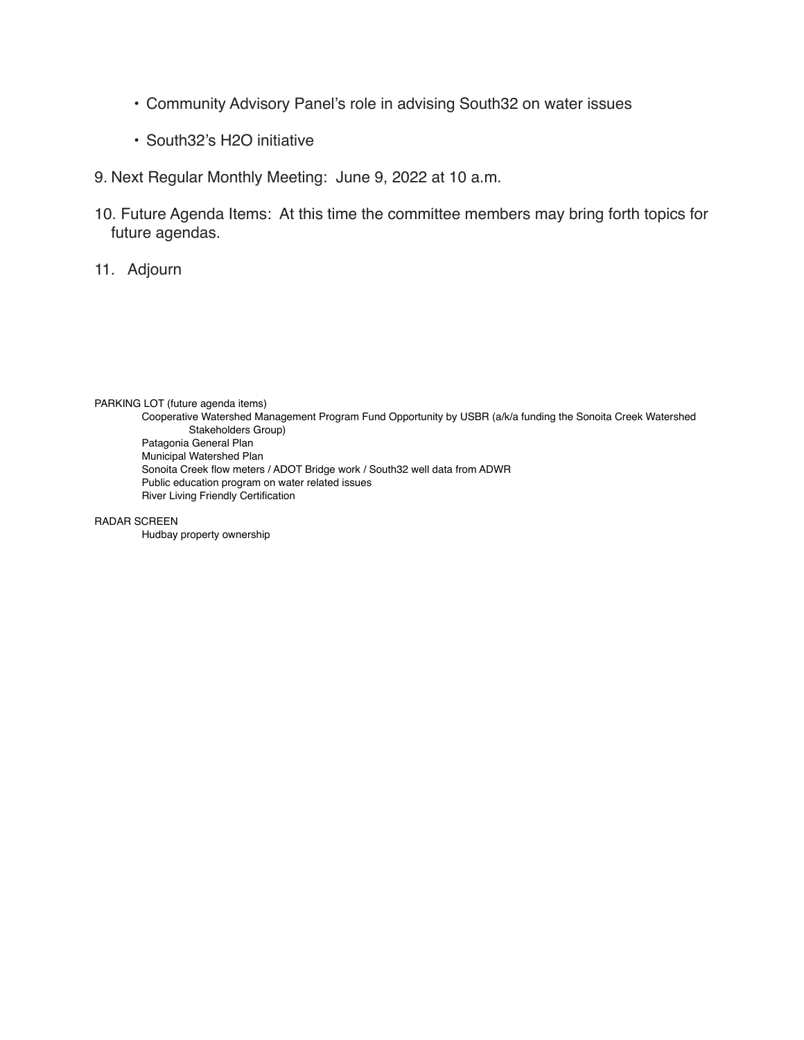- Community Advisory Panel's role in advising South32 on water issues
- South32's H2O initiative

9. Next Regular Monthly Meeting: June 9, 2022 at 10 a.m.

10. Future Agenda Items: At this time the committee members may bring forth topics for future agendas.

11. Adjourn

PARKING LOT (future agenda items)

- Cooperative Watershed Management Program Fund Opportunity by USBR (a/k/a funding the Sonoita Creek Watershed Stakeholders Group)
- Patagonia General Plan
- Municipal Watershed Plan
- Sonoita Creek flow meters / ADOT Bridge work / South32 well data from ADWR
- Public education program on water related issues
- River Living Friendly Certification

RADAR SCREEN

- Hudbay property ownership